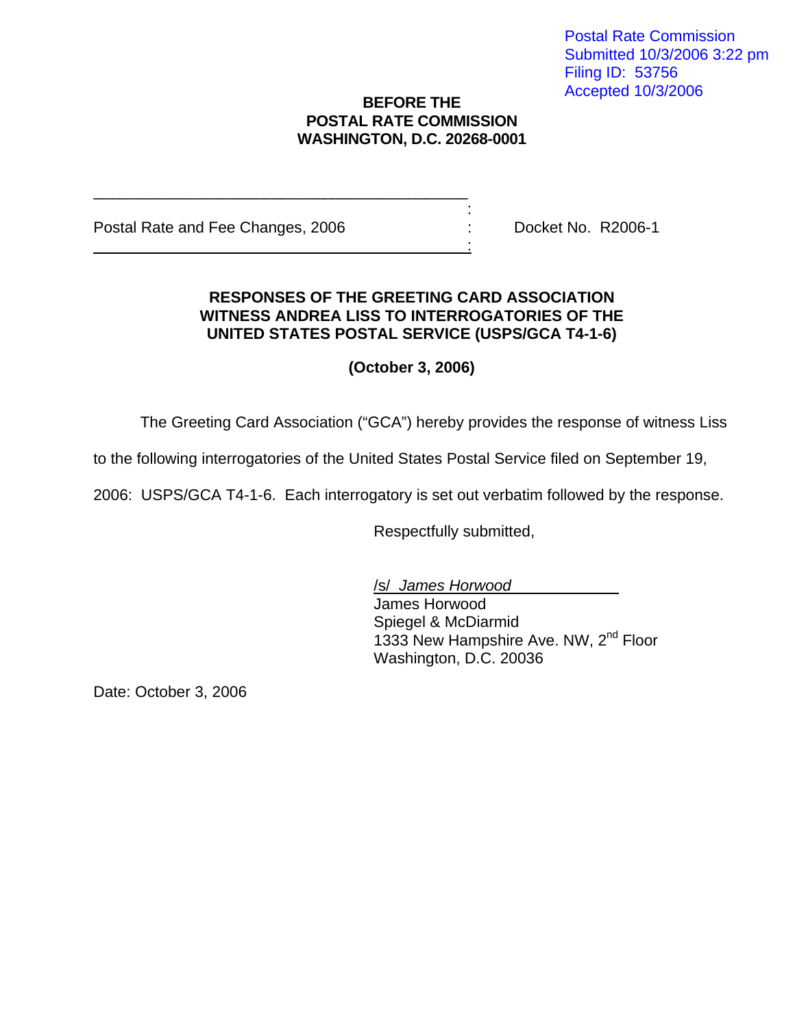Postal Rate Commission
Submitted 10/3/2006 3:22 pm
Filing ID: 53756
Accepted 10/3/2006

**BEFORE THE**
**POSTAL RATE COMMISSION**
**WASHINGTON, D.C. 20268-0001**

| | | |
|---|---|---|
| Postal Rate and Fee Changes, 2006 | : | Docket No. R2006-1 |

**RESPONSES OF THE GREETING CARD ASSOCIATION WITNESS ANDREA LISS TO INTERROGATORIES OF THE UNITED STATES POSTAL SERVICE (USPS/GCA T4-1-6)**

**(October 3, 2006)**

The Greeting Card Association ("GCA") hereby provides the response of witness Liss to the following interrogatories of the United States Postal Service filed on September 19, 2006: USPS/GCA T4-1-6. Each interrogatory is set out verbatim followed by the response.

Respectfully submitted,

*/s/ James Horwood*
James Horwood
Spiegel & McDiarmid
1333 New Hampshire Ave. NW, 2nd Floor
Washington, D.C. 20036

Date: October 3, 2006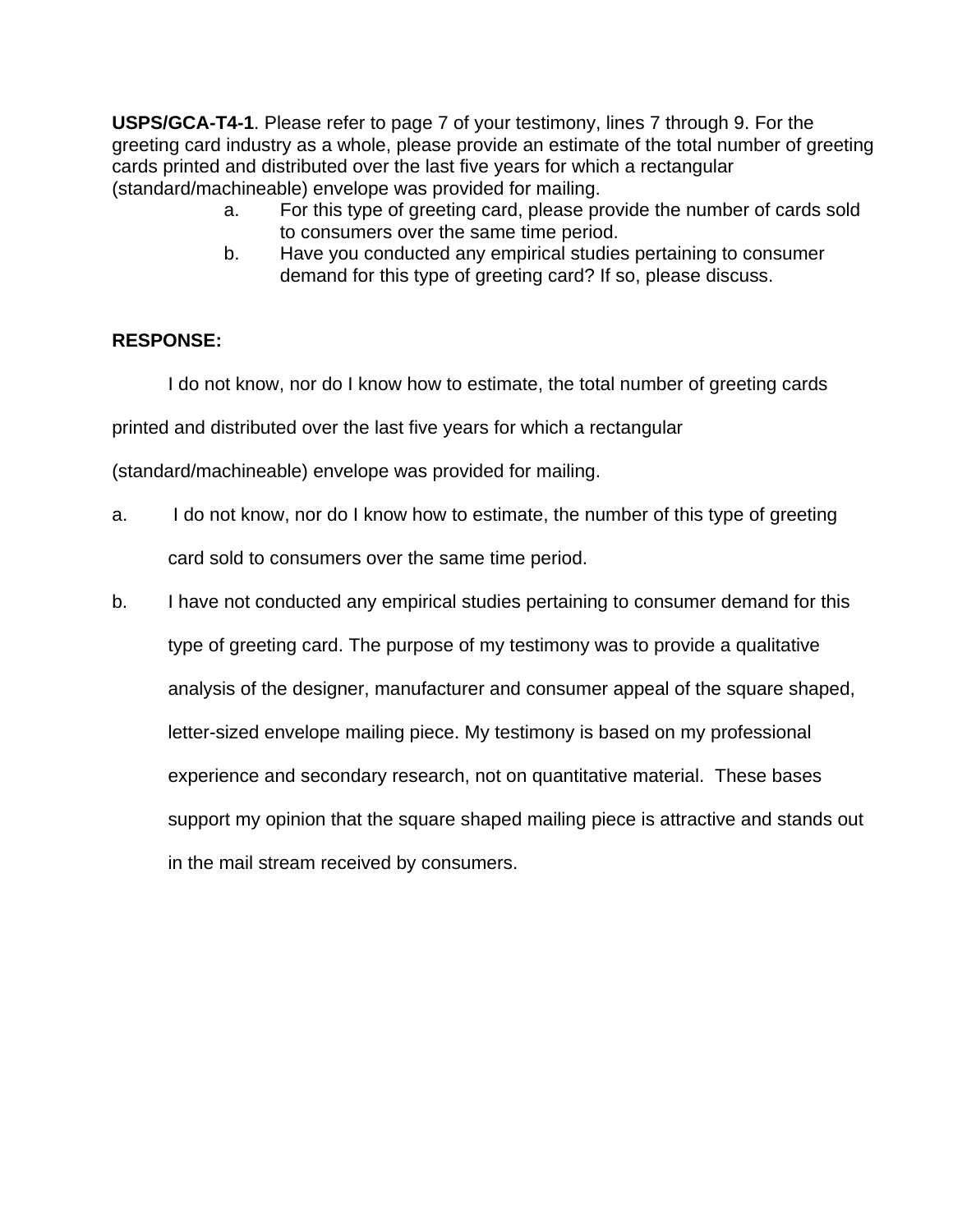**USPS/GCA-T4-1**. Please refer to page 7 of your testimony, lines 7 through 9. For the greeting card industry as a whole, please provide an estimate of the total number of greeting cards printed and distributed over the last five years for which a rectangular (standard/machineable) envelope was provided for mailing.

a. For this type of greeting card, please provide the number of cards sold to consumers over the same time period.
b. Have you conducted any empirical studies pertaining to consumer demand for this type of greeting card? If so, please discuss.

**RESPONSE:**

I do not know, nor do I know how to estimate, the total number of greeting cards printed and distributed over the last five years for which a rectangular (standard/machineable) envelope was provided for mailing.

a. I do not know, nor do I know how to estimate, the number of this type of greeting card sold to consumers over the same time period.
b. I have not conducted any empirical studies pertaining to consumer demand for this type of greeting card. The purpose of my testimony was to provide a qualitative analysis of the designer, manufacturer and consumer appeal of the square shaped, letter-sized envelope mailing piece. My testimony is based on my professional experience and secondary research, not on quantitative material. These bases support my opinion that the square shaped mailing piece is attractive and stands out in the mail stream received by consumers.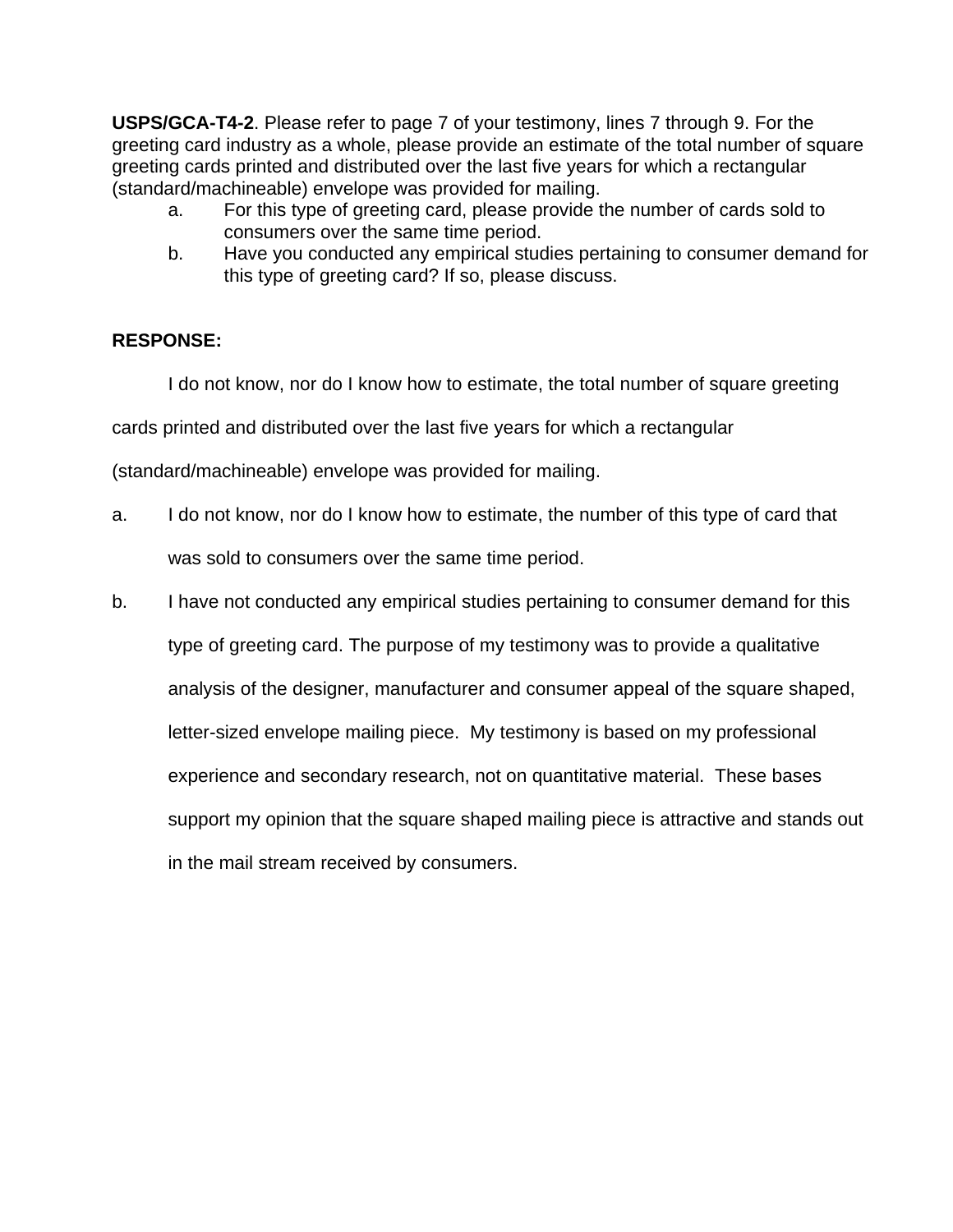**USPS/GCA-T4-2**. Please refer to page 7 of your testimony, lines 7 through 9. For the greeting card industry as a whole, please provide an estimate of the total number of square greeting cards printed and distributed over the last five years for which a rectangular (standard/machineable) envelope was provided for mailing.

a. For this type of greeting card, please provide the number of cards sold to consumers over the same time period.
b. Have you conducted any empirical studies pertaining to consumer demand for this type of greeting card? If so, please discuss.

**RESPONSE:**

I do not know, nor do I know how to estimate, the total number of square greeting cards printed and distributed over the last five years for which a rectangular (standard/machineable) envelope was provided for mailing.

a. I do not know, nor do I know how to estimate, the number of this type of card that was sold to consumers over the same time period.
b. I have not conducted any empirical studies pertaining to consumer demand for this type of greeting card. The purpose of my testimony was to provide a qualitative analysis of the designer, manufacturer and consumer appeal of the square shaped, letter-sized envelope mailing piece. My testimony is based on my professional experience and secondary research, not on quantitative material. These bases support my opinion that the square shaped mailing piece is attractive and stands out in the mail stream received by consumers.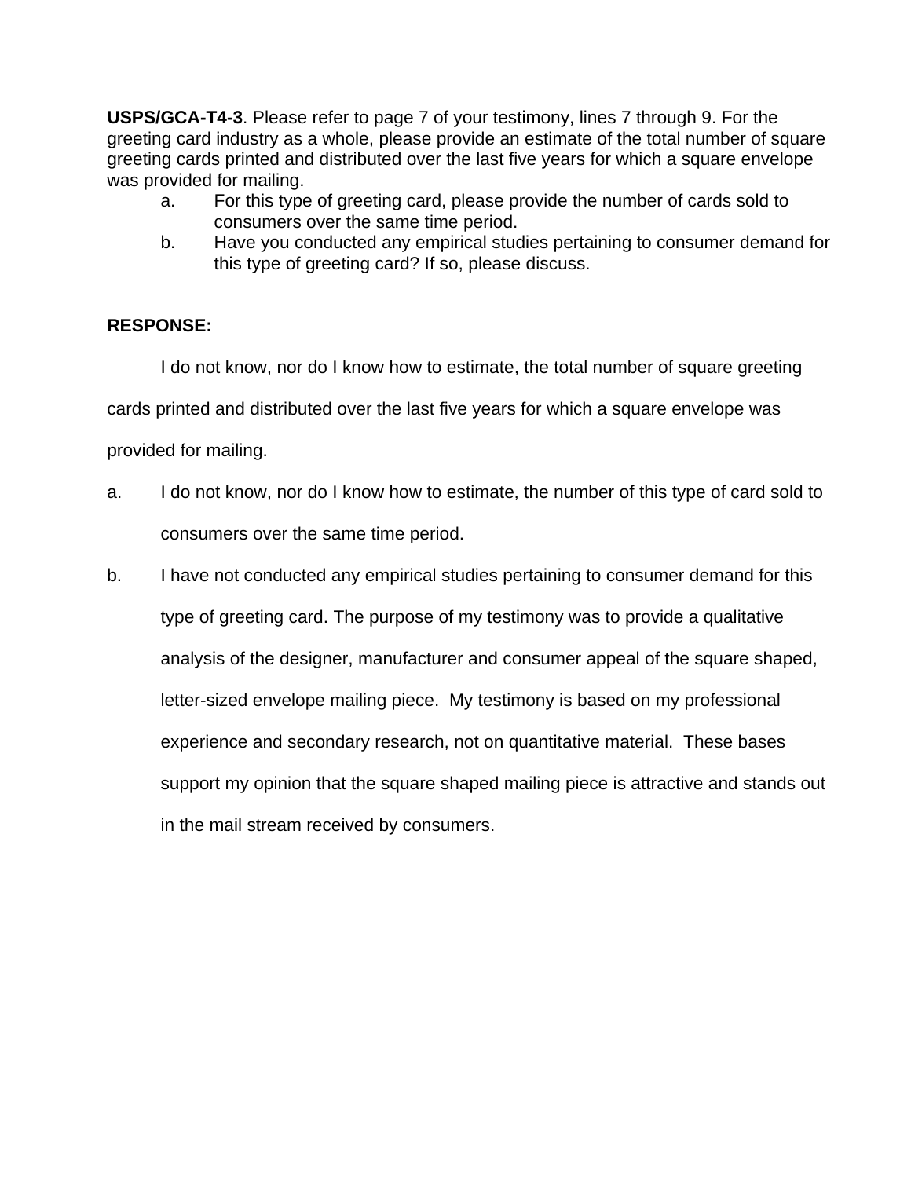**USPS/GCA-T4-3**. Please refer to page 7 of your testimony, lines 7 through 9. For the greeting card industry as a whole, please provide an estimate of the total number of square greeting cards printed and distributed over the last five years for which a square envelope was provided for mailing.

a. For this type of greeting card, please provide the number of cards sold to consumers over the same time period.

b. Have you conducted any empirical studies pertaining to consumer demand for this type of greeting card? If so, please discuss.

**RESPONSE:**

I do not know, nor do I know how to estimate, the total number of square greeting cards printed and distributed over the last five years for which a square envelope was provided for mailing.

a. I do not know, nor do I know how to estimate, the number of this type of card sold to consumers over the same time period.

b. I have not conducted any empirical studies pertaining to consumer demand for this type of greeting card. The purpose of my testimony was to provide a qualitative analysis of the designer, manufacturer and consumer appeal of the square shaped, letter-sized envelope mailing piece. My testimony is based on my professional experience and secondary research, not on quantitative material. These bases support my opinion that the square shaped mailing piece is attractive and stands out in the mail stream received by consumers.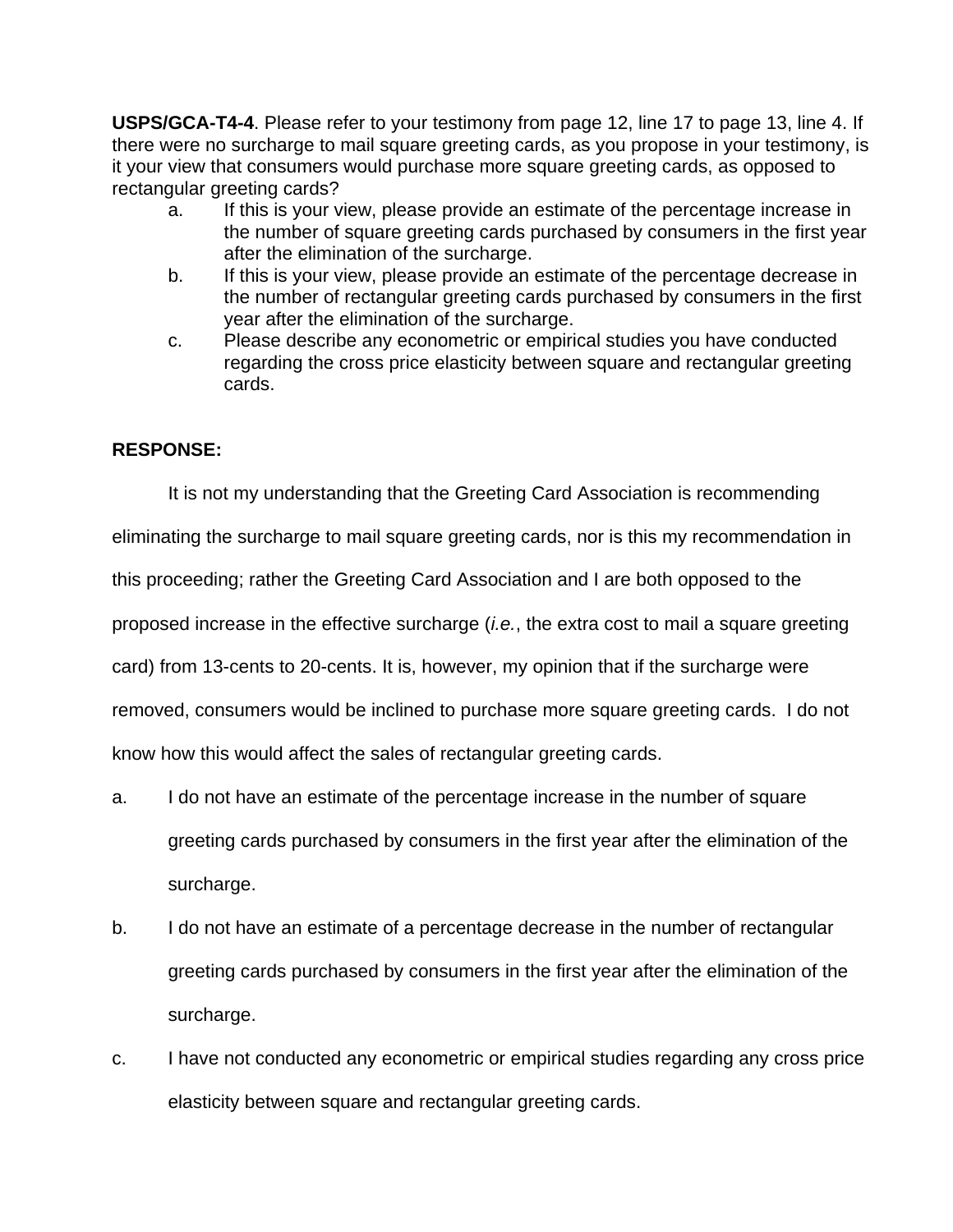**USPS/GCA-T4-4**. Please refer to your testimony from page 12, line 17 to page 13, line 4. If there were no surcharge to mail square greeting cards, as you propose in your testimony, is it your view that consumers would purchase more square greeting cards, as opposed to rectangular greeting cards?

a. If this is your view, please provide an estimate of the percentage increase in the number of square greeting cards purchased by consumers in the first year after the elimination of the surcharge.

b. If this is your view, please provide an estimate of the percentage decrease in the number of rectangular greeting cards purchased by consumers in the first year after the elimination of the surcharge.

c. Please describe any econometric or empirical studies you have conducted regarding the cross price elasticity between square and rectangular greeting cards.

**RESPONSE:**

It is not my understanding that the Greeting Card Association is recommending eliminating the surcharge to mail square greeting cards, nor is this my recommendation in this proceeding; rather the Greeting Card Association and I are both opposed to the proposed increase in the effective surcharge (*i.e.*, the extra cost to mail a square greeting card) from 13-cents to 20-cents. It is, however, my opinion that if the surcharge were removed, consumers would be inclined to purchase more square greeting cards. I do not know how this would affect the sales of rectangular greeting cards.

a. I do not have an estimate of the percentage increase in the number of square greeting cards purchased by consumers in the first year after the elimination of the surcharge.

b. I do not have an estimate of a percentage decrease in the number of rectangular greeting cards purchased by consumers in the first year after the elimination of the surcharge.

c. I have not conducted any econometric or empirical studies regarding any cross price elasticity between square and rectangular greeting cards.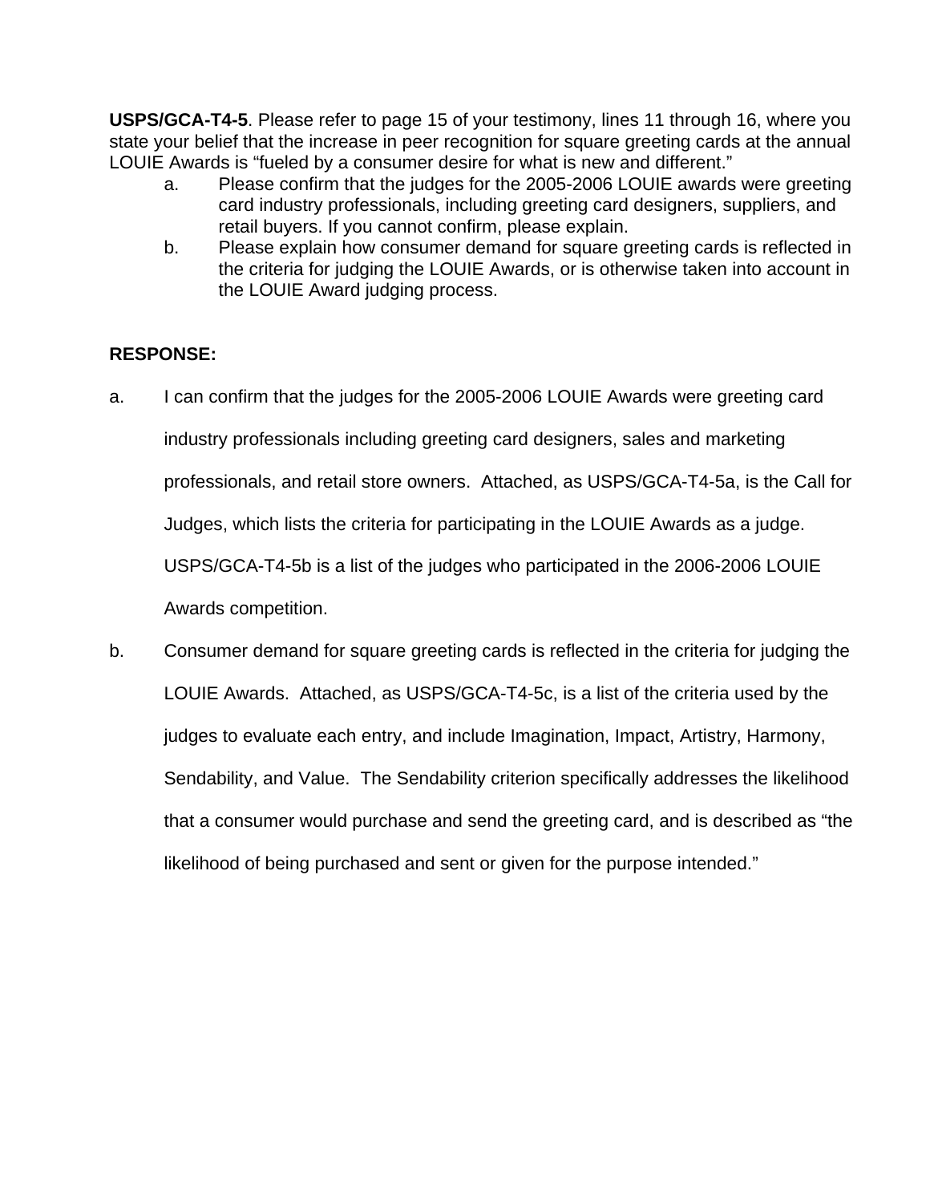**USPS/GCA-T4-5**. Please refer to page 15 of your testimony, lines 11 through 16, where you state your belief that the increase in peer recognition for square greeting cards at the annual LOUIE Awards is "fueled by a consumer desire for what is new and different."

a. Please confirm that the judges for the 2005-2006 LOUIE awards were greeting card industry professionals, including greeting card designers, suppliers, and retail buyers. If you cannot confirm, please explain.

b. Please explain how consumer demand for square greeting cards is reflected in the criteria for judging the LOUIE Awards, or is otherwise taken into account in the LOUIE Award judging process.

**RESPONSE:**

a. I can confirm that the judges for the 2005-2006 LOUIE Awards were greeting card industry professionals including greeting card designers, sales and marketing professionals, and retail store owners. Attached, as USPS/GCA-T4-5a, is the Call for Judges, which lists the criteria for participating in the LOUIE Awards as a judge. USPS/GCA-T4-5b is a list of the judges who participated in the 2006-2006 LOUIE Awards competition.

b. Consumer demand for square greeting cards is reflected in the criteria for judging the LOUIE Awards. Attached, as USPS/GCA-T4-5c, is a list of the criteria used by the judges to evaluate each entry, and include Imagination, Impact, Artistry, Harmony, Sendability, and Value. The Sendability criterion specifically addresses the likelihood that a consumer would purchase and send the greeting card, and is described as "the likelihood of being purchased and sent or given for the purpose intended."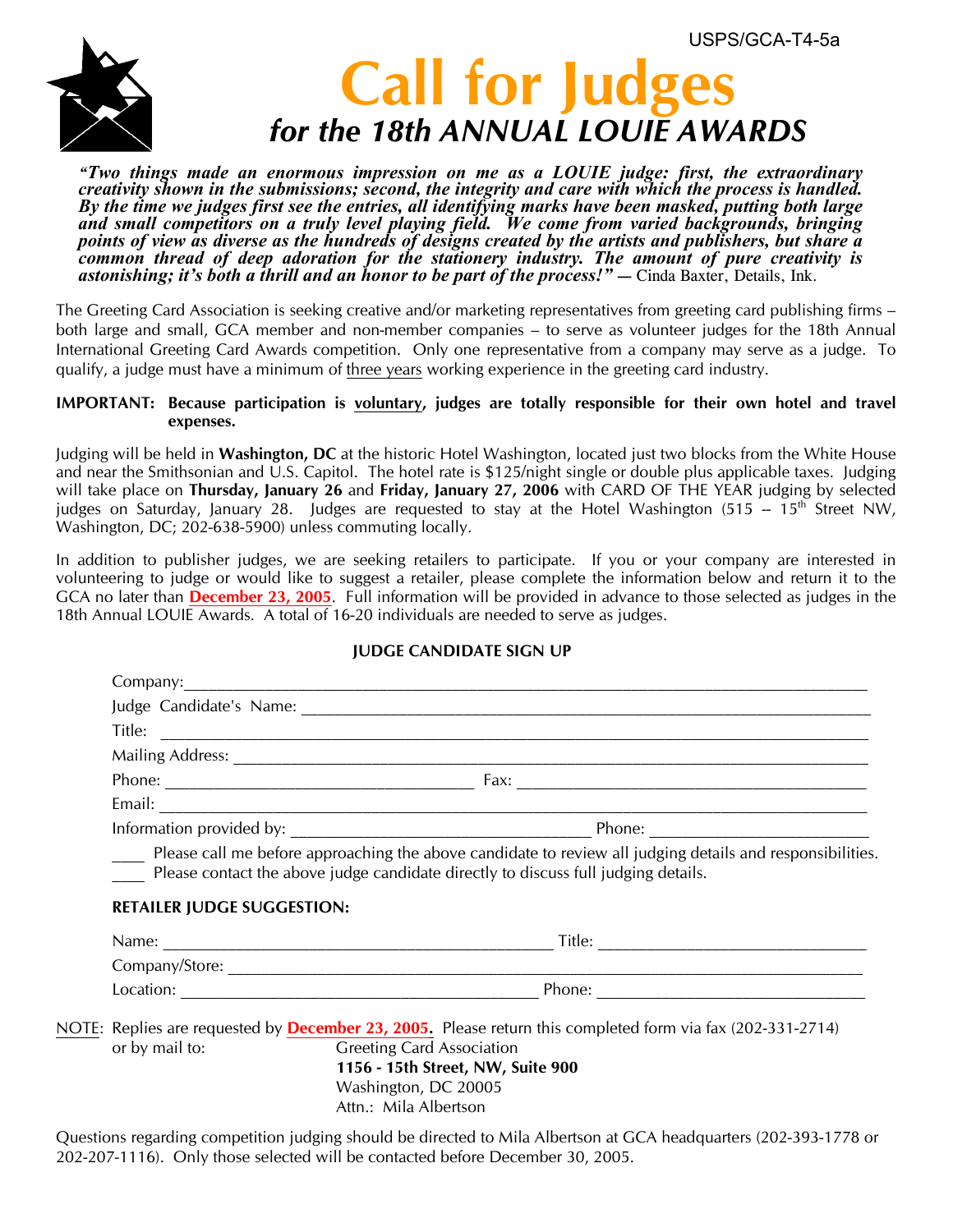USPS/GCA-T4-5a

# Call for Judges

## *for the 18th ANNUAL LOUIE AWARDS*

***"Two things made an enormous impression on me as a LOUIE judge: first, the extraordinary creativity shown in the submissions; second, the integrity and care with which the process is handled. By the time we judges first see the entries, all identifying marks have been masked, putting both large and small competitors on a truly level playing field. We come from varied backgrounds, bringing points of view as diverse as the hundreds of designs created by the artists and publishers, but share a common thread of deep adoration for the stationery industry. The amount of pure creativity is astonishing; it's both a thrill and an honor to be part of the process!" —*** Cinda Baxter, Details, Ink.

The Greeting Card Association is seeking creative and/or marketing representatives from greeting card publishing firms – both large and small, GCA member and non-member companies – to serve as volunteer judges for the 18th Annual International Greeting Card Awards competition. Only one representative from a company may serve as a judge. To qualify, a judge must have a minimum of three years working experience in the greeting card industry.

**IMPORTANT: Because participation is voluntary, judges are totally responsible for their own hotel and travel expenses.**

Judging will be held in **Washington, DC** at the historic Hotel Washington, located just two blocks from the White House and near the Smithsonian and U.S. Capitol. The hotel rate is $125/night single or double plus applicable taxes. Judging will take place on **Thursday, January 26** and **Friday, January 27, 2006** with CARD OF THE YEAR judging by selected judges on Saturday, January 28. Judges are requested to stay at the Hotel Washington (515 -- 15th Street NW, Washington, DC; 202-638-5900) unless commuting locally.

In addition to publisher judges, we are seeking retailers to participate. If you or your company are interested in volunteering to judge or would like to suggest a retailer, please complete the information below and return it to the GCA no later than **December 23, 2005**. Full information will be provided in advance to those selected as judges in the 18th Annual LOUIE Awards. A total of 16-20 individuals are needed to serve as judges.

### JUDGE CANDIDATE SIGN UP

Company: ____________________

Judge Candidate's Name: ____________________

Title: ____________________

Mailing Address: ____________________

Phone: ____________________ Fax: ____________________

Email: ____________________

Information provided by: ____________________ Phone: ____________________

____ Please call me before approaching the above candidate to review all judging details and responsibilities.
____ Please contact the above judge candidate directly to discuss full judging details.

### RETAILER JUDGE SUGGESTION:

Name: ____________________ Title: ____________________

Company/Store: ____________________

Location: ____________________ Phone: ____________________

NOTE: Replies are requested by **December 23, 2005.** Please return this completed form via fax (202-331-2714) or by mail to:

Greeting Card Association
**1156 - 15th Street, NW, Suite 900**
Washington, DC 20005
Attn.: Mila Albertson

Questions regarding competition judging should be directed to Mila Albertson at GCA headquarters (202-393-1778 or 202-207-1116). Only those selected will be contacted before December 30, 2005.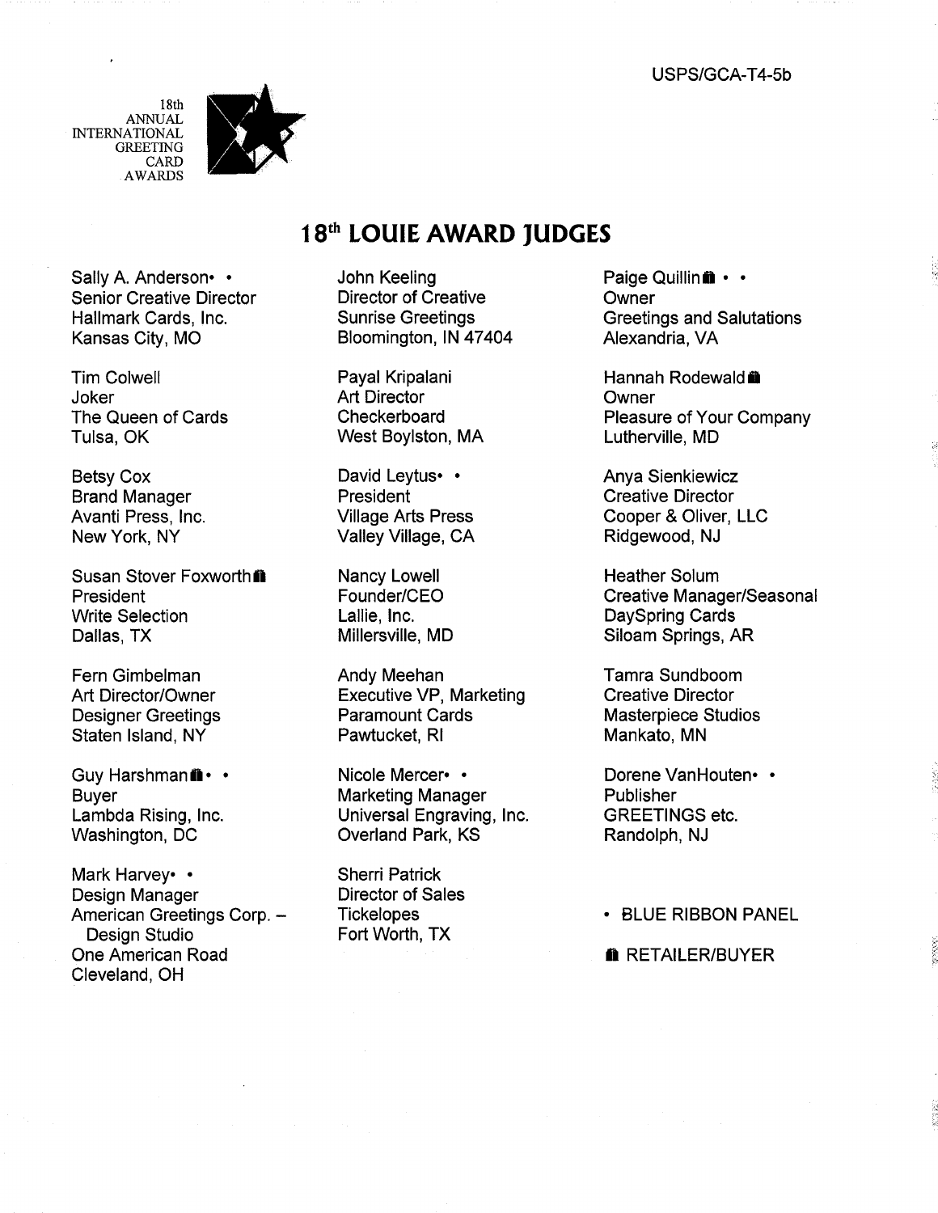USPS/GCA-T4-5b

18th
ANNUAL
INTERNATIONAL
GREETING
CARD
AWARDS

# 18th LOUIE AWARD JUDGES

Sally A. Anderson• •
Senior Creative Director
Hallmark Cards, Inc.
Kansas City, MO

Tim Colwell
Joker
The Queen of Cards
Tulsa, OK

Betsy Cox
Brand Manager
Avanti Press, Inc.
New York, NY

Susan Stover Foxworth ■
President
Write Selection
Dallas, TX

Fern Gimbelman
Art Director/Owner
Designer Greetings
Staten Island, NY

Guy Harshman ■• •
Buyer
Lambda Rising, Inc.
Washington, DC

Mark Harvey• •
Design Manager
American Greetings Corp. – Design Studio
One American Road
Cleveland, OH

John Keeling
Director of Creative
Sunrise Greetings
Bloomington, IN 47404

Payal Kripalani
Art Director
Checkerboard
West Boylston, MA

David Leytus• •
President
Village Arts Press
Valley Village, CA

Nancy Lowell
Founder/CEO
Lallie, Inc.
Millersville, MD

Andy Meehan
Executive VP, Marketing
Paramount Cards
Pawtucket, RI

Nicole Mercer• •
Marketing Manager
Universal Engraving, Inc.
Overland Park, KS

Sherri Patrick
Director of Sales
Tickelopes
Fort Worth, TX

Paige Quillin ■ • •
Owner
Greetings and Salutations
Alexandria, VA

Hannah Rodewald ■
Owner
Pleasure of Your Company
Lutherville, MD

Anya Sienkiewicz
Creative Director
Cooper & Oliver, LLC
Ridgewood, NJ

Heather Solum
Creative Manager/Seasonal
DaySpring Cards
Siloam Springs, AR

Tamra Sundboom
Creative Director
Masterpiece Studios
Mankato, MN

Dorene VanHouten• •
Publisher
GREETINGS etc.
Randolph, NJ

• BLUE RIBBON PANEL

■ RETAILER/BUYER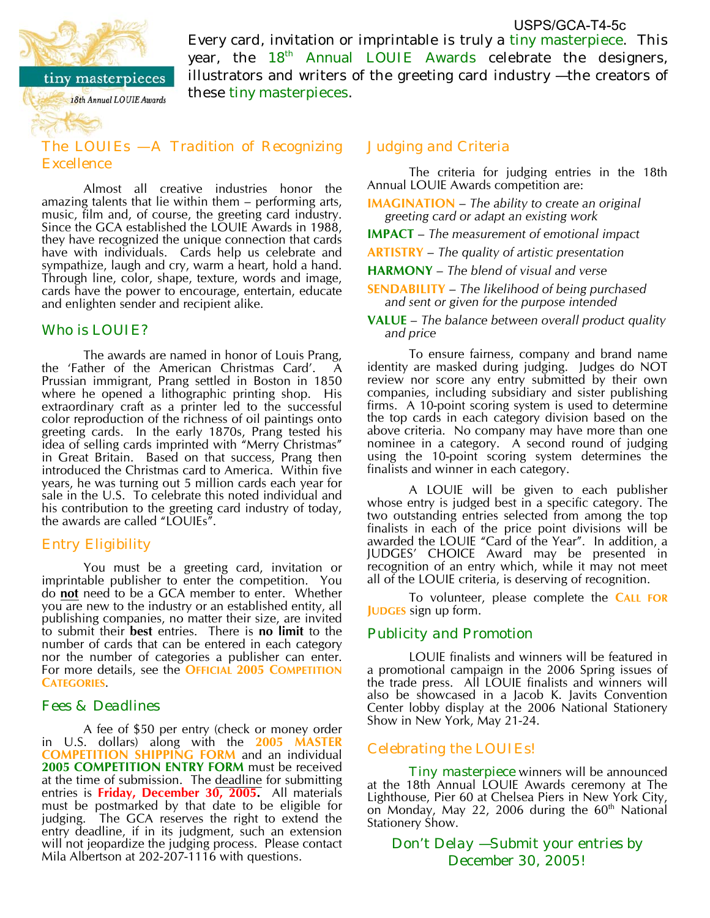USPS/GCA-T4-5c

tiny masterpieces

18th Annual LOUIE Awards

Every card, invitation or imprintable is truly a tiny masterpiece. This year, the 18th Annual LOUIE Awards celebrate the designers, illustrators and writers of the greeting card industry —the creators of these tiny masterpieces.

## The LOUIEs —A Tradition of Recognizing Excellence

Almost all creative industries honor the amazing talents that lie within them – performing arts, music, film and, of course, the greeting card industry. Since the GCA established the LOUIE Awards in 1988, they have recognized the unique connection that cards have with individuals. Cards help us celebrate and sympathize, laugh and cry, warm a heart, hold a hand. Through line, color, shape, texture, words and image, cards have the power to encourage, entertain, educate and enlighten sender and recipient alike.

## Who is LOUIE?

The awards are named in honor of Louis Prang, the 'Father of the American Christmas Card'. A Prussian immigrant, Prang settled in Boston in 1850 where he opened a lithographic printing shop. His extraordinary craft as a printer led to the successful color reproduction of the richness of oil paintings onto greeting cards. In the early 1870s, Prang tested his idea of selling cards imprinted with "Merry Christmas" in Great Britain. Based on that success, Prang then introduced the Christmas card to America. Within five years, he was turning out 5 million cards each year for sale in the U.S. To celebrate this noted individual and his contribution to the greeting card industry of today, the awards are called "LOUIEs".

## Entry Eligibility

You must be a greeting card, invitation or imprintable publisher to enter the competition. You do **not** need to be a GCA member to enter. Whether you are new to the industry or an established entity, all publishing companies, no matter their size, are invited to submit their **best** entries. There is **no limit** to the number of cards that can be entered in each category nor the number of categories a publisher can enter. For more details, see the **OFFICIAL 2005 COMPETITION CATEGORIES**.

## Fees & Deadlines

A fee of $50 per entry (check or money order in U.S. dollars) along with the **2005 MASTER COMPETITION SHIPPING FORM** and an individual **2005 COMPETITION ENTRY FORM** must be received at the time of submission. The deadline for submitting entries is **Friday, December 30, 2005.** All materials must be postmarked by that date to be eligible for judging. The GCA reserves the right to extend the entry deadline, if in its judgment, such an extension will not jeopardize the judging process. Please contact Mila Albertson at 202-207-1116 with questions.

## Judging and Criteria

The criteria for judging entries in the 18th Annual LOUIE Awards competition are:

**IMAGINATION** – *The ability to create an original greeting card or adapt an existing work*

**IMPACT** – *The measurement of emotional impact*

**ARTISTRY** – *The quality of artistic presentation*

**HARMONY** – *The blend of visual and verse*

**SENDABILITY** – *The likelihood of being purchased and sent or given for the purpose intended*

**VALUE** – *The balance between overall product quality and price*

To ensure fairness, company and brand name identity are masked during judging. Judges do NOT review nor score any entry submitted by their own companies, including subsidiary and sister publishing firms. A 10-point scoring system is used to determine the top cards in each category division based on the above criteria. No company may have more than one nominee in a category. A second round of judging using the 10-point scoring system determines the finalists and winner in each category.

A LOUIE will be given to each publisher whose entry is judged best in a specific category. The two outstanding entries selected from among the top finalists in each of the price point divisions will be awarded the LOUIE "Card of the Year". In addition, a JUDGES' CHOICE Award may be presented in recognition of an entry which, while it may not meet all of the LOUIE criteria, is deserving of recognition.

To volunteer, please complete the **CALL FOR JUDGES** sign up form.

## Publicity and Promotion

LOUIE finalists and winners will be featured in a promotional campaign in the 2006 Spring issues of the trade press. All LOUIE finalists and winners will also be showcased in a Jacob K. Javits Convention Center lobby display at the 2006 National Stationery Show in New York, May 21-24.

## Celebrating the LOUIEs!

*Tiny masterpiece* winners will be announced at the 18th Annual LOUIE Awards ceremony at The Lighthouse, Pier 60 at Chelsea Piers in New York City, on Monday, May 22, 2006 during the 60th National Stationery Show.

**Don't Delay —Submit your entries by December 30, 2005!**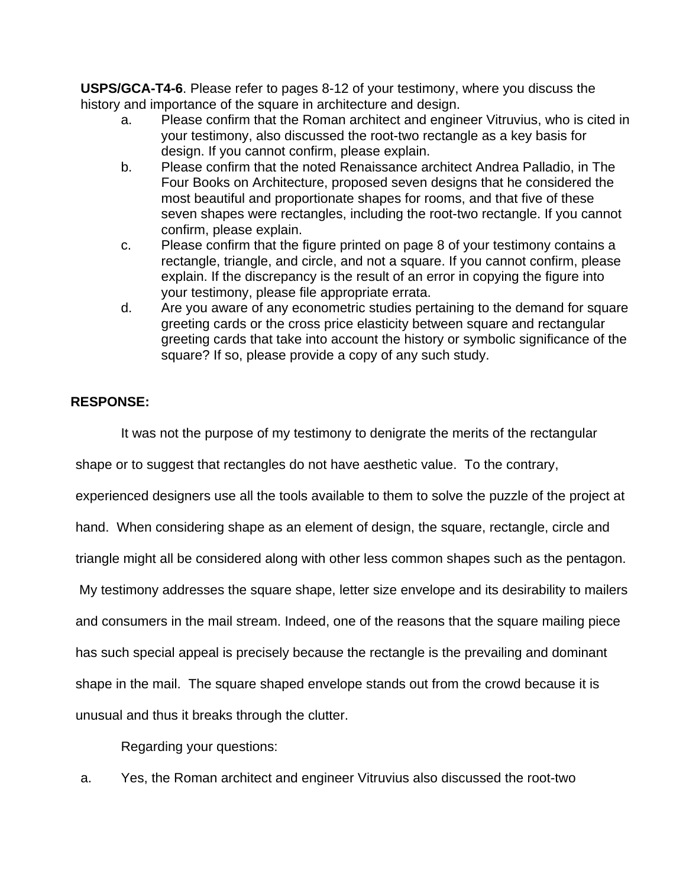**USPS/GCA-T4-6**. Please refer to pages 8-12 of your testimony, where you discuss the history and importance of the square in architecture and design.

a. Please confirm that the Roman architect and engineer Vitruvius, who is cited in your testimony, also discussed the root-two rectangle as a key basis for design. If you cannot confirm, please explain.

b. Please confirm that the noted Renaissance architect Andrea Palladio, in The Four Books on Architecture, proposed seven designs that he considered the most beautiful and proportionate shapes for rooms, and that five of these seven shapes were rectangles, including the root-two rectangle. If you cannot confirm, please explain.

c. Please confirm that the figure printed on page 8 of your testimony contains a rectangle, triangle, and circle, and not a square. If you cannot confirm, please explain. If the discrepancy is the result of an error in copying the figure into your testimony, please file appropriate errata.

d. Are you aware of any econometric studies pertaining to the demand for square greeting cards or the cross price elasticity between square and rectangular greeting cards that take into account the history or symbolic significance of the square? If so, please provide a copy of any such study.

**RESPONSE:**

It was not the purpose of my testimony to denigrate the merits of the rectangular shape or to suggest that rectangles do not have aesthetic value. To the contrary, experienced designers use all the tools available to them to solve the puzzle of the project at hand. When considering shape as an element of design, the square, rectangle, circle and triangle might all be considered along with other less common shapes such as the pentagon. My testimony addresses the square shape, letter size envelope and its desirability to mailers and consumers in the mail stream. Indeed, one of the reasons that the square mailing piece has such special appeal is precisely because the rectangle is the prevailing and dominant shape in the mail. The square shaped envelope stands out from the crowd because it is unusual and thus it breaks through the clutter.

Regarding your questions:

a. Yes, the Roman architect and engineer Vitruvius also discussed the root-two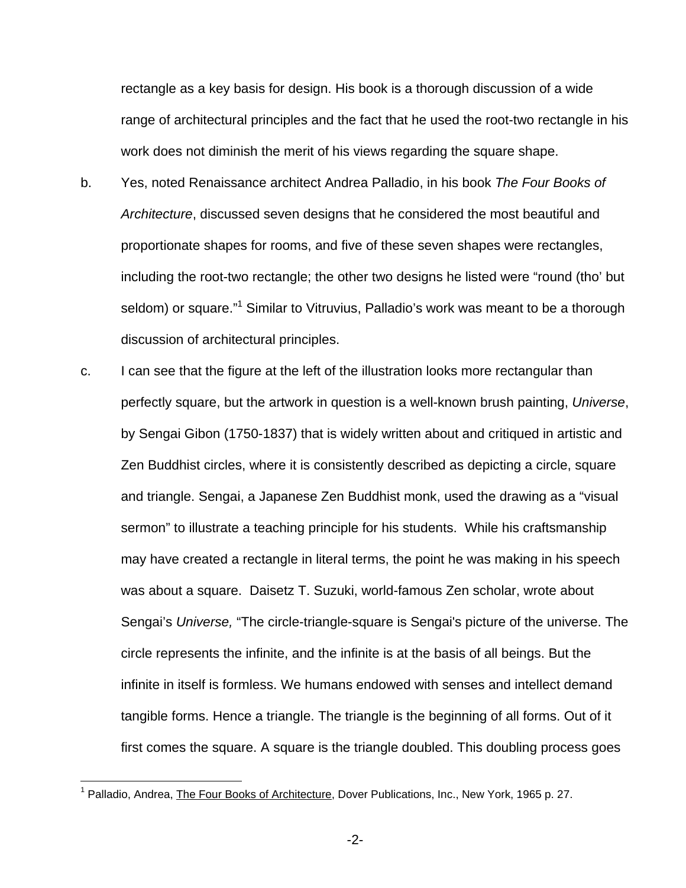rectangle as a key basis for design. His book is a thorough discussion of a wide range of architectural principles and the fact that he used the root-two rectangle in his work does not diminish the merit of his views regarding the square shape.

b. Yes, noted Renaissance architect Andrea Palladio, in his book *The Four Books of Architecture*, discussed seven designs that he considered the most beautiful and proportionate shapes for rooms, and five of these seven shapes were rectangles, including the root-two rectangle; the other two designs he listed were "round (tho' but seldom) or square."[1] Similar to Vitruvius, Palladio's work was meant to be a thorough discussion of architectural principles.

c. I can see that the figure at the left of the illustration looks more rectangular than perfectly square, but the artwork in question is a well-known brush painting, *Universe*, by Sengai Gibon (1750-1837) that is widely written about and critiqued in artistic and Zen Buddhist circles, where it is consistently described as depicting a circle, square and triangle. Sengai, a Japanese Zen Buddhist monk, used the drawing as a "visual sermon" to illustrate a teaching principle for his students. While his craftsmanship may have created a rectangle in literal terms, the point he was making in his speech was about a square. Daisetz T. Suzuki, world-famous Zen scholar, wrote about Sengai's *Universe,* "The circle-triangle-square is Sengai's picture of the universe. The circle represents the infinite, and the infinite is at the basis of all beings. But the infinite in itself is formless. We humans endowed with senses and intellect demand tangible forms. Hence a triangle. The triangle is the beginning of all forms. Out of it first comes the square. A square is the triangle doubled. This doubling process goes

[1] Palladio, Andrea, The Four Books of Architecture, Dover Publications, Inc., New York, 1965 p. 27.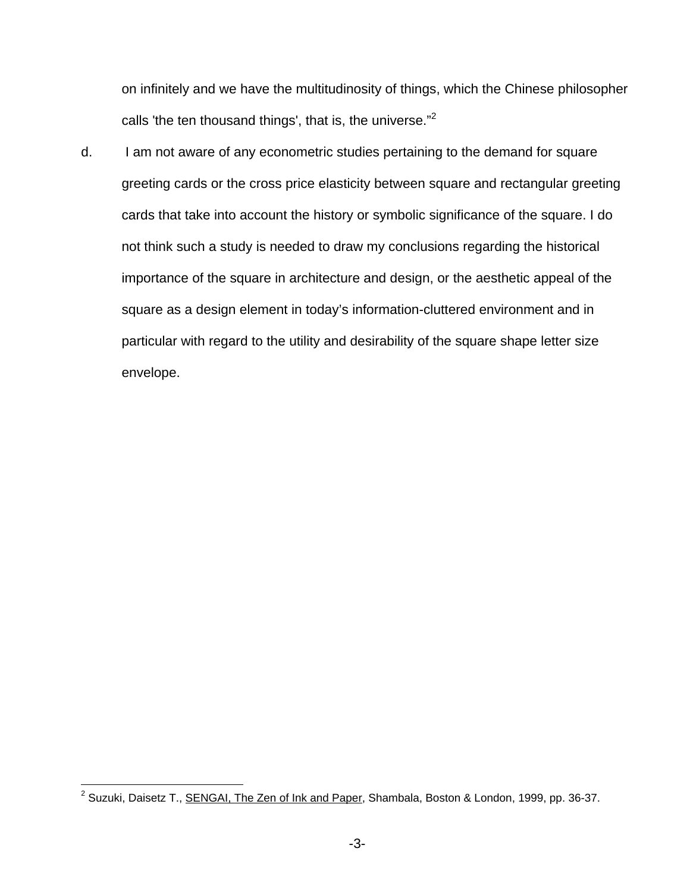on infinitely and we have the multitudinosity of things, which the Chinese philosopher calls 'the ten thousand things', that is, the universe."[2]

d. I am not aware of any econometric studies pertaining to the demand for square greeting cards or the cross price elasticity between square and rectangular greeting cards that take into account the history or symbolic significance of the square. I do not think such a study is needed to draw my conclusions regarding the historical importance of the square in architecture and design, or the aesthetic appeal of the square as a design element in today's information-cluttered environment and in particular with regard to the utility and desirability of the square shape letter size envelope.

---

[2] Suzuki, Daisetz T., SENGAI, The Zen of Ink and Paper, Shambala, Boston & London, 1999, pp. 36-37.